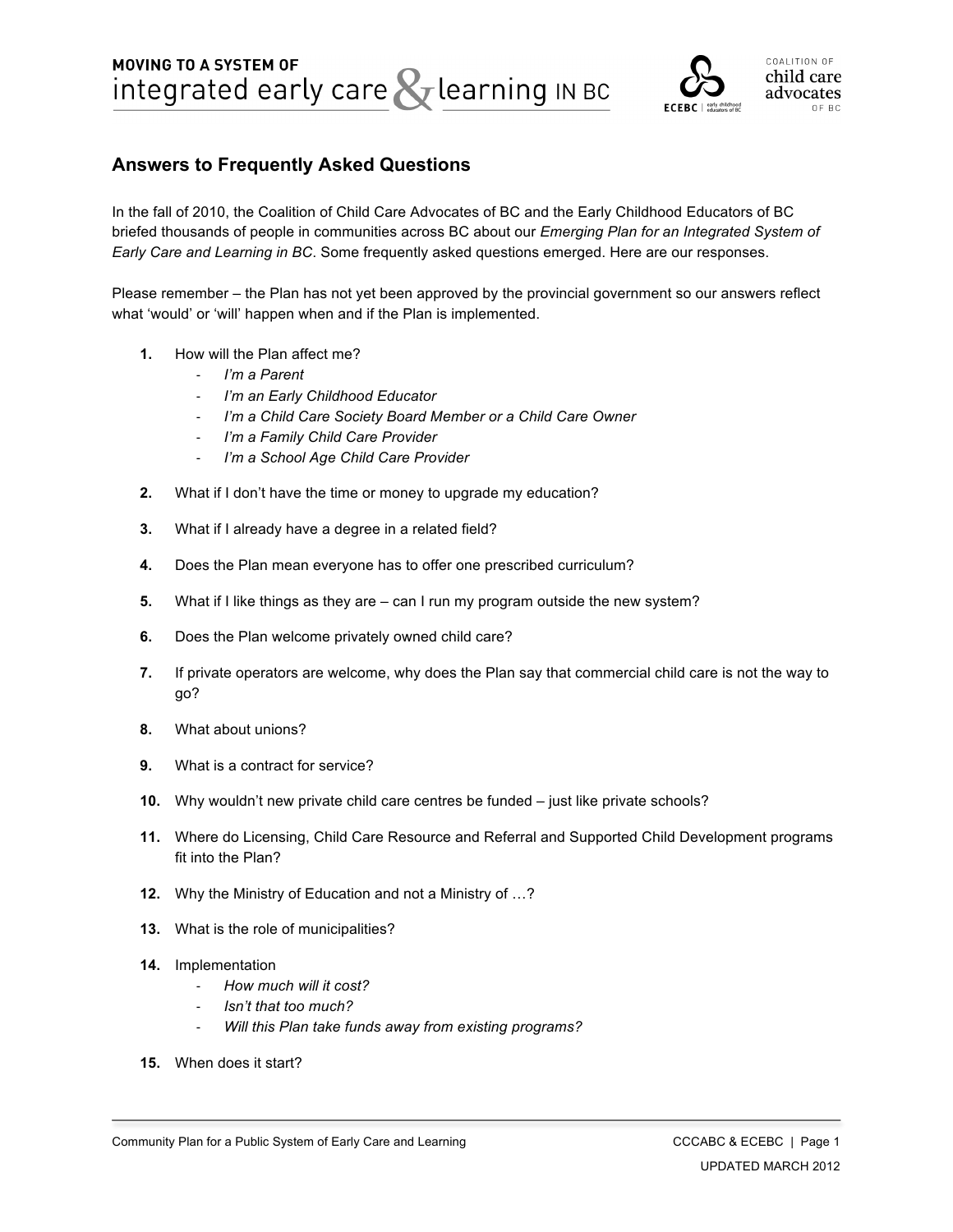# Answers to Frequently Asked Questions

In the fall of 2010, the Coalition of Child Care Advocates of BC and the Early Childhood Educators of BC briefed thousands of people in communities across BC about our *Emerging Plan for an Integrated System of Early Care and Learning in BC*. Some frequently asked questions emerged. Here are our responses.

Please remember – the Plan has not yet been approved by the provincial government so our answers reflect what 'would' or 'will' happen when and if the Plan is implemented.

1. How will the Plan affect me?
   - *I'm a Parent*
   - *I'm an Early Childhood Educator*
   - *I'm a Child Care Society Board Member or a Child Care Owner*
   - *I'm a Family Child Care Provider*
   - *I'm a School Age Child Care Provider*
2. What if I don't have the time or money to upgrade my education?
3. What if I already have a degree in a related field?
4. Does the Plan mean everyone has to offer one prescribed curriculum?
5. What if I like things as they are – can I run my program outside the new system?
6. Does the Plan welcome privately owned child care?
7. If private operators are welcome, why does the Plan say that commercial child care is not the way to go?
8. What about unions?
9. What is a contract for service?
10. Why wouldn't new private child care centres be funded – just like private schools?
11. Where do Licensing, Child Care Resource and Referral and Supported Child Development programs fit into the Plan?
12. Why the Ministry of Education and not a Ministry of …?
13. What is the role of municipalities?
14. Implementation
    - *How much will it cost?*
    - *Isn't that too much?*
    - *Will this Plan take funds away from existing programs?*
15. When does it start?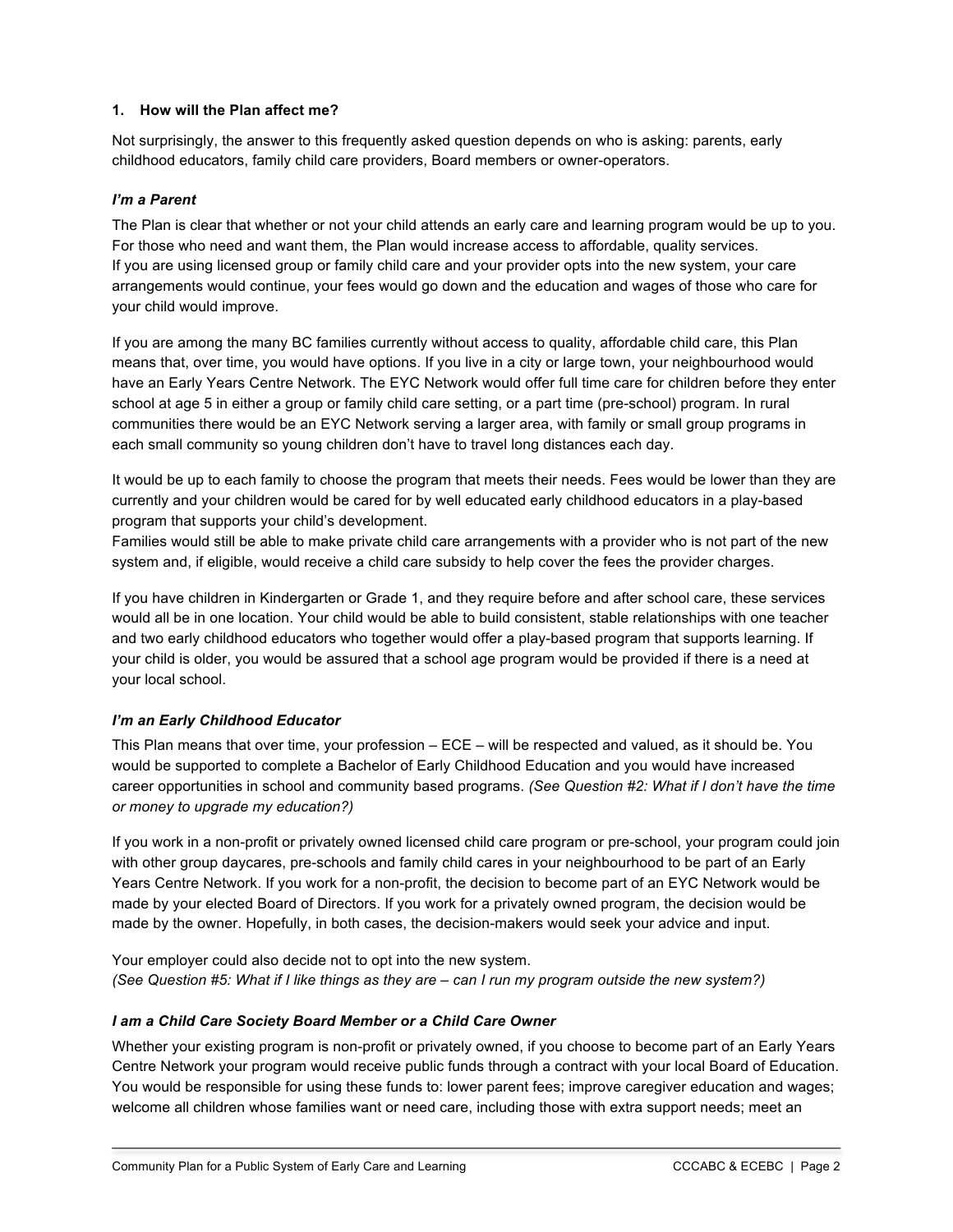### 1. How will the Plan affect me?

Not surprisingly, the answer to this frequently asked question depends on who is asking: parents, early childhood educators, family child care providers, Board members or owner-operators.

#### *I'm a Parent*

The Plan is clear that whether or not your child attends an early care and learning program would be up to you. For those who need and want them, the Plan would increase access to affordable, quality services. If you are using licensed group or family child care and your provider opts into the new system, your care arrangements would continue, your fees would go down and the education and wages of those who care for your child would improve.

If you are among the many BC families currently without access to quality, affordable child care, this Plan means that, over time, you would have options. If you live in a city or large town, your neighbourhood would have an Early Years Centre Network. The EYC Network would offer full time care for children before they enter school at age 5 in either a group or family child care setting, or a part time (pre-school) program. In rural communities there would be an EYC Network serving a larger area, with family or small group programs in each small community so young children don't have to travel long distances each day.

It would be up to each family to choose the program that meets their needs. Fees would be lower than they are currently and your children would be cared for by well educated early childhood educators in a play-based program that supports your child's development. Families would still be able to make private child care arrangements with a provider who is not part of the new system and, if eligible, would receive a child care subsidy to help cover the fees the provider charges.

If you have children in Kindergarten or Grade 1, and they require before and after school care, these services would all be in one location. Your child would be able to build consistent, stable relationships with one teacher and two early childhood educators who together would offer a play-based program that supports learning. If your child is older, you would be assured that a school age program would be provided if there is a need at your local school.

#### *I'm an Early Childhood Educator*

This Plan means that over time, your profession – ECE – will be respected and valued, as it should be. You would be supported to complete a Bachelor of Early Childhood Education and you would have increased career opportunities in school and community based programs. *(See Question #2: What if I don't have the time or money to upgrade my education?)*

If you work in a non-profit or privately owned licensed child care program or pre-school, your program could join with other group daycares, pre-schools and family child cares in your neighbourhood to be part of an Early Years Centre Network. If you work for a non-profit, the decision to become part of an EYC Network would be made by your elected Board of Directors. If you work for a privately owned program, the decision would be made by the owner. Hopefully, in both cases, the decision-makers would seek your advice and input.

Your employer could also decide not to opt into the new system.
*(See Question #5: What if I like things as they are – can I run my program outside the new system?)*

#### *I am a Child Care Society Board Member or a Child Care Owner*

Whether your existing program is non-profit or privately owned, if you choose to become part of an Early Years Centre Network your program would receive public funds through a contract with your local Board of Education. You would be responsible for using these funds to: lower parent fees; improve caregiver education and wages; welcome all children whose families want or need care, including those with extra support needs; meet an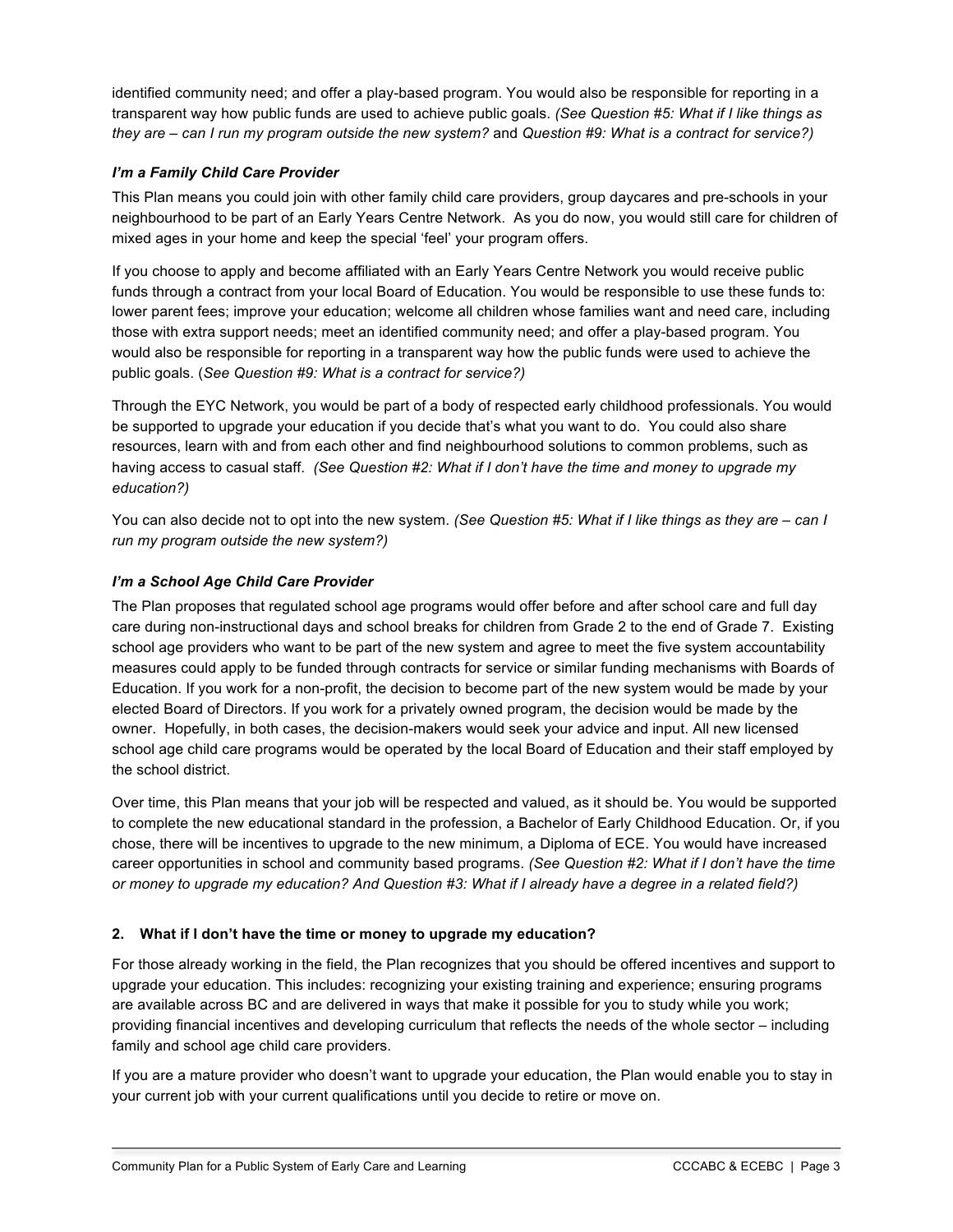identified community need; and offer a play-based program. You would also be responsible for reporting in a transparent way how public funds are used to achieve public goals. *(See Question #5: What if I like things as they are – can I run my program outside the new system?* and *Question #9: What is a contract for service?)*

### *I'm a Family Child Care Provider*

This Plan means you could join with other family child care providers, group daycares and pre-schools in your neighbourhood to be part of an Early Years Centre Network. As you do now, you would still care for children of mixed ages in your home and keep the special 'feel' your program offers.

If you choose to apply and become affiliated with an Early Years Centre Network you would receive public funds through a contract from your local Board of Education. You would be responsible to use these funds to: lower parent fees; improve your education; welcome all children whose families want and need care, including those with extra support needs; meet an identified community need; and offer a play-based program. You would also be responsible for reporting in a transparent way how the public funds were used to achieve the public goals. (*See Question #9: What is a contract for service?)*

Through the EYC Network, you would be part of a body of respected early childhood professionals. You would be supported to upgrade your education if you decide that's what you want to do. You could also share resources, learn with and from each other and find neighbourhood solutions to common problems, such as having access to casual staff. *(See Question #2: What if I don't have the time and money to upgrade my education?)*

You can also decide not to opt into the new system. *(See Question #5: What if I like things as they are – can I run my program outside the new system?)*

### *I'm a School Age Child Care Provider*

The Plan proposes that regulated school age programs would offer before and after school care and full day care during non-instructional days and school breaks for children from Grade 2 to the end of Grade 7. Existing school age providers who want to be part of the new system and agree to meet the five system accountability measures could apply to be funded through contracts for service or similar funding mechanisms with Boards of Education. If you work for a non-profit, the decision to become part of the new system would be made by your elected Board of Directors. If you work for a privately owned program, the decision would be made by the owner. Hopefully, in both cases, the decision-makers would seek your advice and input. All new licensed school age child care programs would be operated by the local Board of Education and their staff employed by the school district.

Over time, this Plan means that your job will be respected and valued, as it should be. You would be supported to complete the new educational standard in the profession, a Bachelor of Early Childhood Education. Or, if you chose, there will be incentives to upgrade to the new minimum, a Diploma of ECE. You would have increased career opportunities in school and community based programs. *(See Question #2: What if I don't have the time or money to upgrade my education? And Question #3: What if I already have a degree in a related field?)*

## 2. What if I don't have the time or money to upgrade my education?

For those already working in the field, the Plan recognizes that you should be offered incentives and support to upgrade your education. This includes: recognizing your existing training and experience; ensuring programs are available across BC and are delivered in ways that make it possible for you to study while you work; providing financial incentives and developing curriculum that reflects the needs of the whole sector – including family and school age child care providers.

If you are a mature provider who doesn't want to upgrade your education, the Plan would enable you to stay in your current job with your current qualifications until you decide to retire or move on.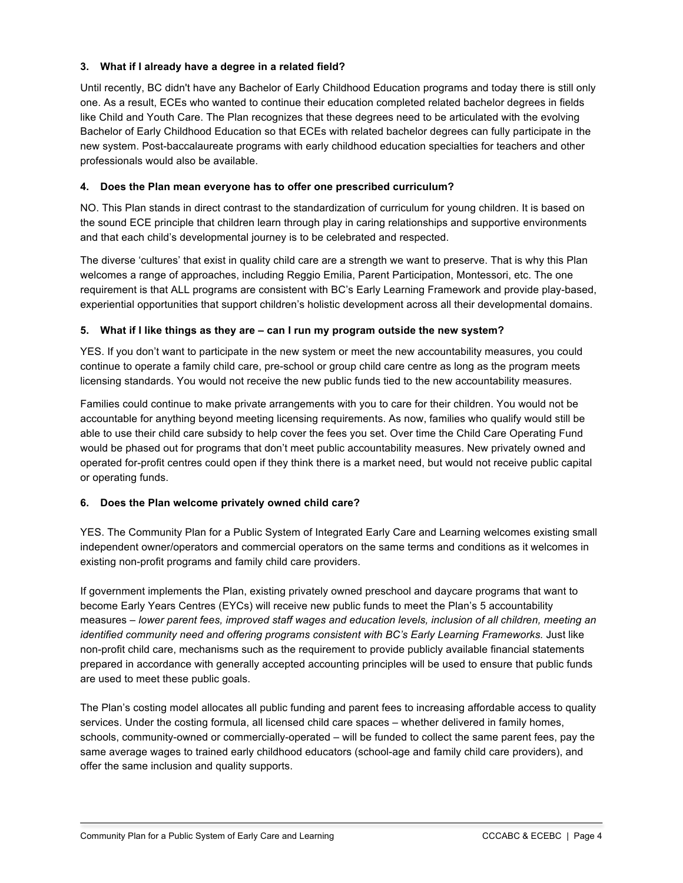### 3. What if I already have a degree in a related field?

Until recently, BC didn't have any Bachelor of Early Childhood Education programs and today there is still only one. As a result, ECEs who wanted to continue their education completed related bachelor degrees in fields like Child and Youth Care. The Plan recognizes that these degrees need to be articulated with the evolving Bachelor of Early Childhood Education so that ECEs with related bachelor degrees can fully participate in the new system. Post-baccalaureate programs with early childhood education specialties for teachers and other professionals would also be available.

### 4. Does the Plan mean everyone has to offer one prescribed curriculum?

NO. This Plan stands in direct contrast to the standardization of curriculum for young children. It is based on the sound ECE principle that children learn through play in caring relationships and supportive environments and that each child's developmental journey is to be celebrated and respected.

The diverse 'cultures' that exist in quality child care are a strength we want to preserve. That is why this Plan welcomes a range of approaches, including Reggio Emilia, Parent Participation, Montessori, etc. The one requirement is that ALL programs are consistent with BC's Early Learning Framework and provide play-based, experiential opportunities that support children's holistic development across all their developmental domains.

### 5. What if I like things as they are – can I run my program outside the new system?

YES. If you don't want to participate in the new system or meet the new accountability measures, you could continue to operate a family child care, pre-school or group child care centre as long as the program meets licensing standards. You would not receive the new public funds tied to the new accountability measures.

Families could continue to make private arrangements with you to care for their children. You would not be accountable for anything beyond meeting licensing requirements. As now, families who qualify would still be able to use their child care subsidy to help cover the fees you set. Over time the Child Care Operating Fund would be phased out for programs that don't meet public accountability measures. New privately owned and operated for-profit centres could open if they think there is a market need, but would not receive public capital or operating funds.

### 6. Does the Plan welcome privately owned child care?

YES. The Community Plan for a Public System of Integrated Early Care and Learning welcomes existing small independent owner/operators and commercial operators on the same terms and conditions as it welcomes in existing non-profit programs and family child care providers.

If government implements the Plan, existing privately owned preschool and daycare programs that want to become Early Years Centres (EYCs) will receive new public funds to meet the Plan's 5 accountability measures – *lower parent fees, improved staff wages and education levels, inclusion of all children, meeting an identified community need and offering programs consistent with BC's Early Learning Frameworks.* Just like non-profit child care, mechanisms such as the requirement to provide publicly available financial statements prepared in accordance with generally accepted accounting principles will be used to ensure that public funds are used to meet these public goals.

The Plan's costing model allocates all public funding and parent fees to increasing affordable access to quality services. Under the costing formula, all licensed child care spaces – whether delivered in family homes, schools, community-owned or commercially-operated – will be funded to collect the same parent fees, pay the same average wages to trained early childhood educators (school-age and family child care providers), and offer the same inclusion and quality supports.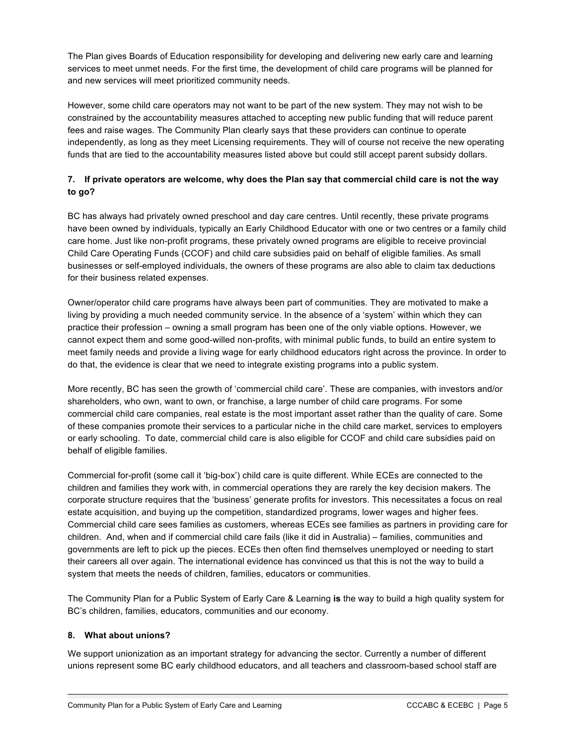The Plan gives Boards of Education responsibility for developing and delivering new early care and learning services to meet unmet needs. For the first time, the development of child care programs will be planned for and new services will meet prioritized community needs.

However, some child care operators may not want to be part of the new system. They may not wish to be constrained by the accountability measures attached to accepting new public funding that will reduce parent fees and raise wages. The Community Plan clearly says that these providers can continue to operate independently, as long as they meet Licensing requirements. They will of course not receive the new operating funds that are tied to the accountability measures listed above but could still accept parent subsidy dollars.

### 7. If private operators are welcome, why does the Plan say that commercial child care is not the way to go?

BC has always had privately owned preschool and day care centres. Until recently, these private programs have been owned by individuals, typically an Early Childhood Educator with one or two centres or a family child care home. Just like non-profit programs, these privately owned programs are eligible to receive provincial Child Care Operating Funds (CCOF) and child care subsidies paid on behalf of eligible families. As small businesses or self-employed individuals, the owners of these programs are also able to claim tax deductions for their business related expenses.

Owner/operator child care programs have always been part of communities. They are motivated to make a living by providing a much needed community service. In the absence of a 'system' within which they can practice their profession – owning a small program has been one of the only viable options. However, we cannot expect them and some good-willed non-profits, with minimal public funds, to build an entire system to meet family needs and provide a living wage for early childhood educators right across the province. In order to do that, the evidence is clear that we need to integrate existing programs into a public system.

More recently, BC has seen the growth of 'commercial child care'. These are companies, with investors and/or shareholders, who own, want to own, or franchise, a large number of child care programs. For some commercial child care companies, real estate is the most important asset rather than the quality of care. Some of these companies promote their services to a particular niche in the child care market, services to employers or early schooling. To date, commercial child care is also eligible for CCOF and child care subsidies paid on behalf of eligible families.

Commercial for-profit (some call it 'big-box') child care is quite different. While ECEs are connected to the children and families they work with, in commercial operations they are rarely the key decision makers. The corporate structure requires that the 'business' generate profits for investors. This necessitates a focus on real estate acquisition, and buying up the competition, standardized programs, lower wages and higher fees. Commercial child care sees families as customers, whereas ECEs see families as partners in providing care for children. And, when and if commercial child care fails (like it did in Australia) – families, communities and governments are left to pick up the pieces. ECEs then often find themselves unemployed or needing to start their careers all over again. The international evidence has convinced us that this is not the way to build a system that meets the needs of children, families, educators or communities.

The Community Plan for a Public System of Early Care & Learning **is** the way to build a high quality system for BC's children, families, educators, communities and our economy.

### 8. What about unions?

We support unionization as an important strategy for advancing the sector. Currently a number of different unions represent some BC early childhood educators, and all teachers and classroom-based school staff are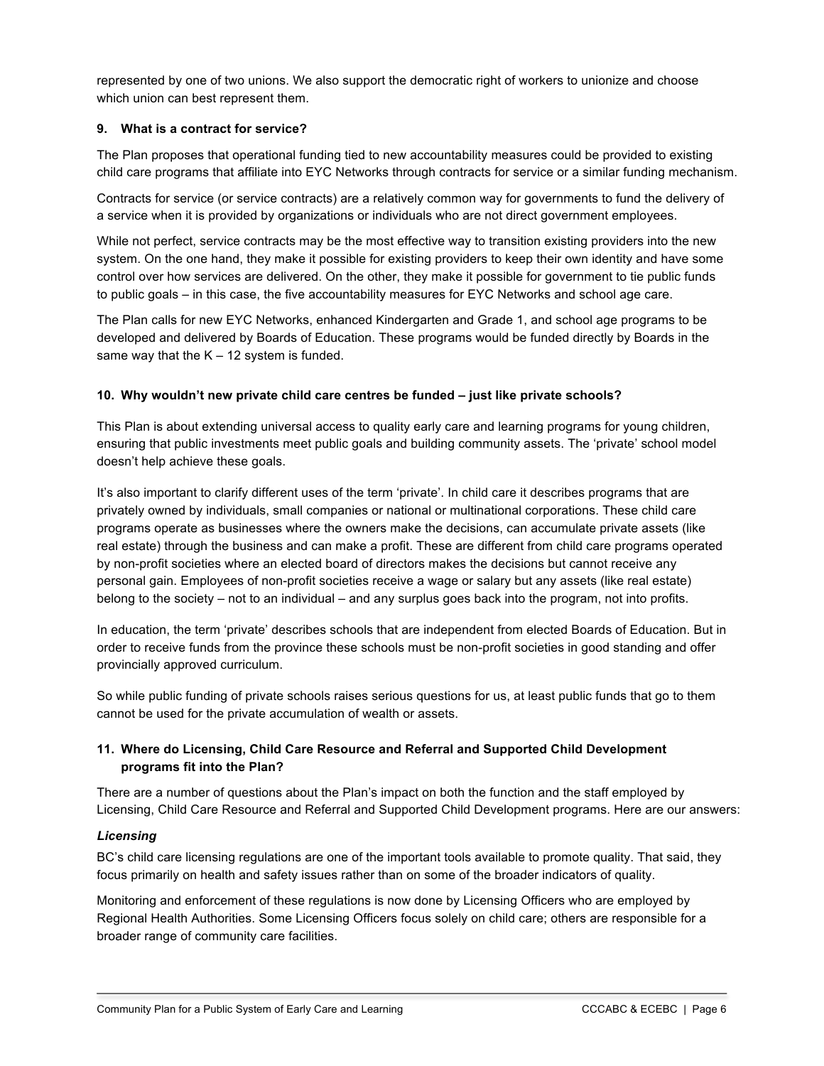represented by one of two unions. We also support the democratic right of workers to unionize and choose which union can best represent them.

### 9. What is a contract for service?

The Plan proposes that operational funding tied to new accountability measures could be provided to existing child care programs that affiliate into EYC Networks through contracts for service or a similar funding mechanism.

Contracts for service (or service contracts) are a relatively common way for governments to fund the delivery of a service when it is provided by organizations or individuals who are not direct government employees.

While not perfect, service contracts may be the most effective way to transition existing providers into the new system. On the one hand, they make it possible for existing providers to keep their own identity and have some control over how services are delivered. On the other, they make it possible for government to tie public funds to public goals – in this case, the five accountability measures for EYC Networks and school age care.

The Plan calls for new EYC Networks, enhanced Kindergarten and Grade 1, and school age programs to be developed and delivered by Boards of Education. These programs would be funded directly by Boards in the same way that the K – 12 system is funded.

### 10. Why wouldn't new private child care centres be funded – just like private schools?

This Plan is about extending universal access to quality early care and learning programs for young children, ensuring that public investments meet public goals and building community assets. The 'private' school model doesn't help achieve these goals.

It's also important to clarify different uses of the term 'private'. In child care it describes programs that are privately owned by individuals, small companies or national or multinational corporations. These child care programs operate as businesses where the owners make the decisions, can accumulate private assets (like real estate) through the business and can make a profit. These are different from child care programs operated by non-profit societies where an elected board of directors makes the decisions but cannot receive any personal gain. Employees of non-profit societies receive a wage or salary but any assets (like real estate) belong to the society – not to an individual – and any surplus goes back into the program, not into profits.

In education, the term 'private' describes schools that are independent from elected Boards of Education. But in order to receive funds from the province these schools must be non-profit societies in good standing and offer provincially approved curriculum.

So while public funding of private schools raises serious questions for us, at least public funds that go to them cannot be used for the private accumulation of wealth or assets.

### 11. Where do Licensing, Child Care Resource and Referral and Supported Child Development programs fit into the Plan?

There are a number of questions about the Plan's impact on both the function and the staff employed by Licensing, Child Care Resource and Referral and Supported Child Development programs. Here are our answers:

#### *Licensing*

BC's child care licensing regulations are one of the important tools available to promote quality. That said, they focus primarily on health and safety issues rather than on some of the broader indicators of quality.

Monitoring and enforcement of these regulations is now done by Licensing Officers who are employed by Regional Health Authorities. Some Licensing Officers focus solely on child care; others are responsible for a broader range of community care facilities.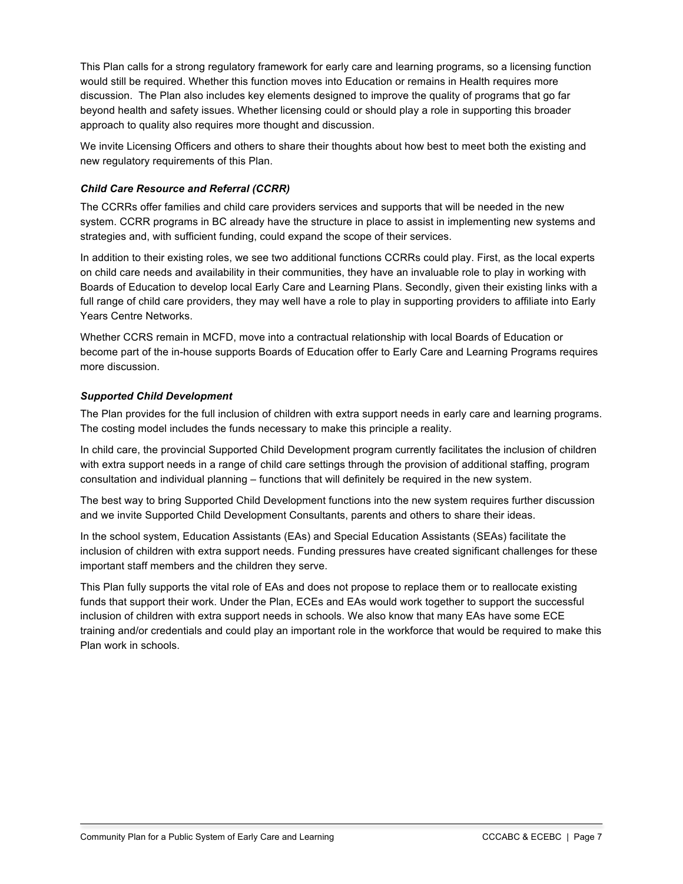This Plan calls for a strong regulatory framework for early care and learning programs, so a licensing function would still be required. Whether this function moves into Education or remains in Health requires more discussion. The Plan also includes key elements designed to improve the quality of programs that go far beyond health and safety issues. Whether licensing could or should play a role in supporting this broader approach to quality also requires more thought and discussion.

We invite Licensing Officers and others to share their thoughts about how best to meet both the existing and new regulatory requirements of this Plan.

### *Child Care Resource and Referral (CCRR)*

The CCRRs offer families and child care providers services and supports that will be needed in the new system. CCRR programs in BC already have the structure in place to assist in implementing new systems and strategies and, with sufficient funding, could expand the scope of their services.

In addition to their existing roles, we see two additional functions CCRRs could play. First, as the local experts on child care needs and availability in their communities, they have an invaluable role to play in working with Boards of Education to develop local Early Care and Learning Plans. Secondly, given their existing links with a full range of child care providers, they may well have a role to play in supporting providers to affiliate into Early Years Centre Networks.

Whether CCRS remain in MCFD, move into a contractual relationship with local Boards of Education or become part of the in-house supports Boards of Education offer to Early Care and Learning Programs requires more discussion.

### *Supported Child Development*

The Plan provides for the full inclusion of children with extra support needs in early care and learning programs. The costing model includes the funds necessary to make this principle a reality.

In child care, the provincial Supported Child Development program currently facilitates the inclusion of children with extra support needs in a range of child care settings through the provision of additional staffing, program consultation and individual planning – functions that will definitely be required in the new system.

The best way to bring Supported Child Development functions into the new system requires further discussion and we invite Supported Child Development Consultants, parents and others to share their ideas.

In the school system, Education Assistants (EAs) and Special Education Assistants (SEAs) facilitate the inclusion of children with extra support needs. Funding pressures have created significant challenges for these important staff members and the children they serve.

This Plan fully supports the vital role of EAs and does not propose to replace them or to reallocate existing funds that support their work. Under the Plan, ECEs and EAs would work together to support the successful inclusion of children with extra support needs in schools. We also know that many EAs have some ECE training and/or credentials and could play an important role in the workforce that would be required to make this Plan work in schools.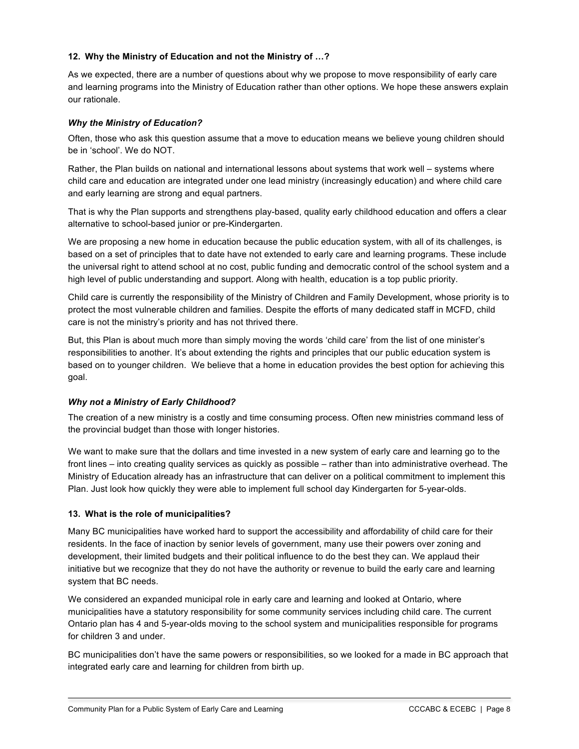**12. Why the Ministry of Education and not the Ministry of …?**

As we expected, there are a number of questions about why we propose to move responsibility of early care and learning programs into the Ministry of Education rather than other options. We hope these answers explain our rationale.

***Why the Ministry of Education?***

Often, those who ask this question assume that a move to education means we believe young children should be in 'school'. We do NOT.

Rather, the Plan builds on national and international lessons about systems that work well – systems where child care and education are integrated under one lead ministry (increasingly education) and where child care and early learning are strong and equal partners.

That is why the Plan supports and strengthens play-based, quality early childhood education and offers a clear alternative to school-based junior or pre-Kindergarten.

We are proposing a new home in education because the public education system, with all of its challenges, is based on a set of principles that to date have not extended to early care and learning programs. These include the universal right to attend school at no cost, public funding and democratic control of the school system and a high level of public understanding and support. Along with health, education is a top public priority.

Child care is currently the responsibility of the Ministry of Children and Family Development, whose priority is to protect the most vulnerable children and families. Despite the efforts of many dedicated staff in MCFD, child care is not the ministry's priority and has not thrived there.

But, this Plan is about much more than simply moving the words 'child care' from the list of one minister's responsibilities to another. It's about extending the rights and principles that our public education system is based on to younger children. We believe that a home in education provides the best option for achieving this goal.

***Why not a Ministry of Early Childhood?***

The creation of a new ministry is a costly and time consuming process. Often new ministries command less of the provincial budget than those with longer histories.

We want to make sure that the dollars and time invested in a new system of early care and learning go to the front lines – into creating quality services as quickly as possible – rather than into administrative overhead. The Ministry of Education already has an infrastructure that can deliver on a political commitment to implement this Plan. Just look how quickly they were able to implement full school day Kindergarten for 5-year-olds.

**13. What is the role of municipalities?**

Many BC municipalities have worked hard to support the accessibility and affordability of child care for their residents. In the face of inaction by senior levels of government, many use their powers over zoning and development, their limited budgets and their political influence to do the best they can. We applaud their initiative but we recognize that they do not have the authority or revenue to build the early care and learning system that BC needs.

We considered an expanded municipal role in early care and learning and looked at Ontario, where municipalities have a statutory responsibility for some community services including child care. The current Ontario plan has 4 and 5-year-olds moving to the school system and municipalities responsible for programs for children 3 and under.

BC municipalities don't have the same powers or responsibilities, so we looked for a made in BC approach that integrated early care and learning for children from birth up.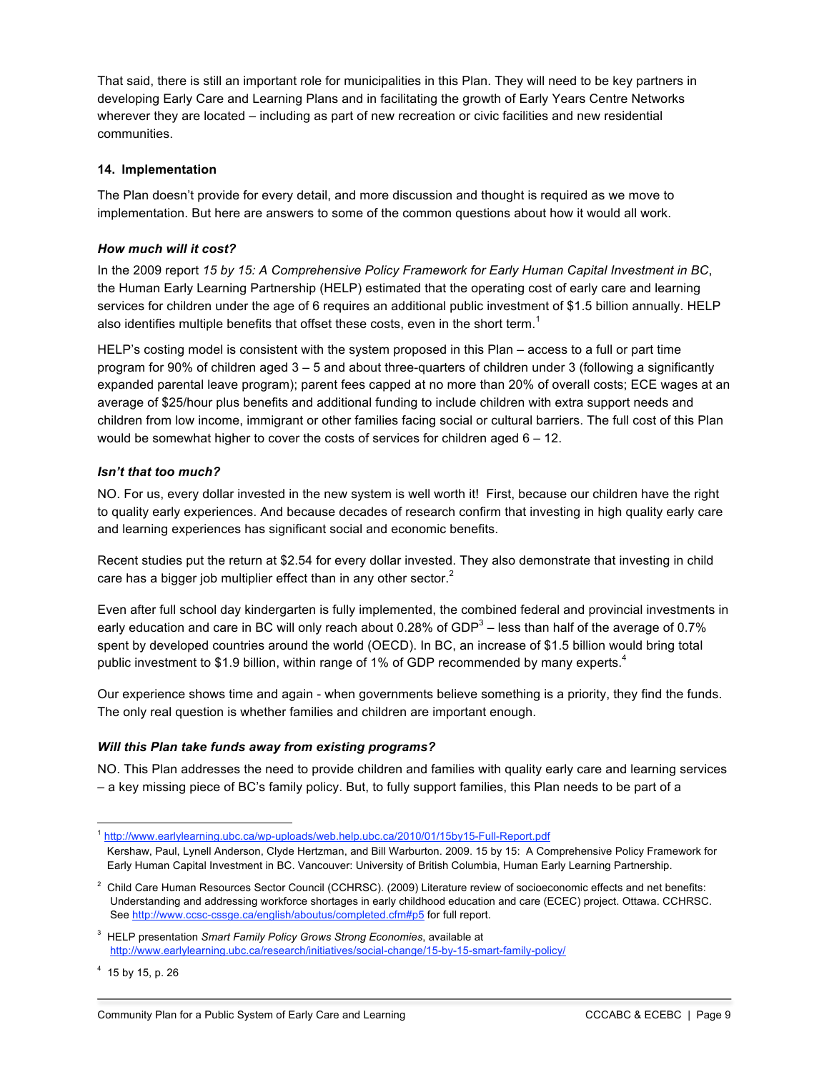That said, there is still an important role for municipalities in this Plan. They will need to be key partners in developing Early Care and Learning Plans and in facilitating the growth of Early Years Centre Networks wherever they are located – including as part of new recreation or civic facilities and new residential communities.

## 14. Implementation

The Plan doesn't provide for every detail, and more discussion and thought is required as we move to implementation. But here are answers to some of the common questions about how it would all work.

### *How much will it cost?*

In the 2009 report *15 by 15: A Comprehensive Policy Framework for Early Human Capital Investment in BC*, the Human Early Learning Partnership (HELP) estimated that the operating cost of early care and learning services for children under the age of 6 requires an additional public investment of $1.5 billion annually. HELP also identifies multiple benefits that offset these costs, even in the short term.[1]

HELP's costing model is consistent with the system proposed in this Plan – access to a full or part time program for 90% of children aged 3 – 5 and about three-quarters of children under 3 (following a significantly expanded parental leave program); parent fees capped at no more than 20% of overall costs; ECE wages at an average of $25/hour plus benefits and additional funding to include children with extra support needs and children from low income, immigrant or other families facing social or cultural barriers. The full cost of this Plan would be somewhat higher to cover the costs of services for children aged 6 – 12.

### *Isn't that too much?*

NO. For us, every dollar invested in the new system is well worth it! First, because our children have the right to quality early experiences. And because decades of research confirm that investing in high quality early care and learning experiences has significant social and economic benefits.

Recent studies put the return at $2.54 for every dollar invested. They also demonstrate that investing in child care has a bigger job multiplier effect than in any other sector.[2]

Even after full school day kindergarten is fully implemented, the combined federal and provincial investments in early education and care in BC will only reach about 0.28% of GDP[3] – less than half of the average of 0.7% spent by developed countries around the world (OECD). In BC, an increase of $1.5 billion would bring total public investment to $1.9 billion, within range of 1% of GDP recommended by many experts.[4]

Our experience shows time and again - when governments believe something is a priority, they find the funds. The only real question is whether families and children are important enough.

### *Will this Plan take funds away from existing programs?*

NO. This Plan addresses the need to provide children and families with quality early care and learning services – a key missing piece of BC's family policy. But, to fully support families, this Plan needs to be part of a

---

[1] http://www.earlylearning.ubc.ca/wp-uploads/web.help.ubc.ca/2010/01/15by15-Full-Report.pdf
Kershaw, Paul, Lynell Anderson, Clyde Hertzman, and Bill Warburton. 2009. 15 by 15: A Comprehensive Policy Framework for Early Human Capital Investment in BC. Vancouver: University of British Columbia, Human Early Learning Partnership.

[2] Child Care Human Resources Sector Council (CCHRSC). (2009) Literature review of socioeconomic effects and net benefits: Understanding and addressing workforce shortages in early childhood education and care (ECEC) project. Ottawa. CCHRSC. See http://www.ccsc-cssge.ca/english/aboutus/completed.cfm#p5 for full report.

[3] HELP presentation *Smart Family Policy Grows Strong Economies*, available at http://www.earlylearning.ubc.ca/research/initiatives/social-change/15-by-15-smart-family-policy/

[4] 15 by 15, p. 26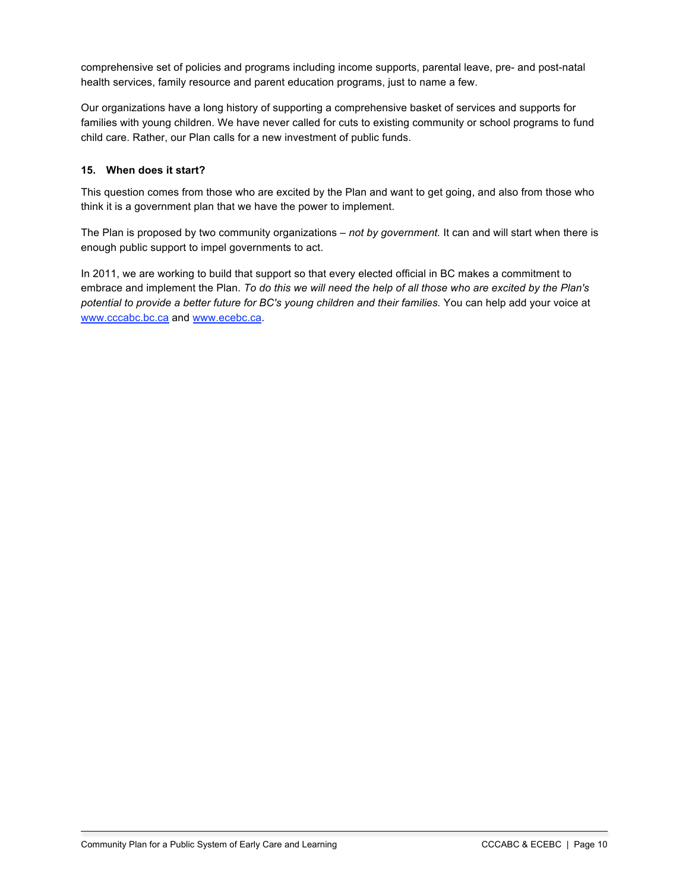comprehensive set of policies and programs including income supports, parental leave, pre- and post-natal health services, family resource and parent education programs, just to name a few.

Our organizations have a long history of supporting a comprehensive basket of services and supports for families with young children. We have never called for cuts to existing community or school programs to fund child care. Rather, our Plan calls for a new investment of public funds.

**15. When does it start?**

This question comes from those who are excited by the Plan and want to get going, and also from those who think it is a government plan that we have the power to implement.

The Plan is proposed by two community organizations – *not by government.* It can and will start when there is enough public support to impel governments to act.

In 2011, we are working to build that support so that every elected official in BC makes a commitment to embrace and implement the Plan. *To do this we will need the help of all those who are excited by the Plan's potential to provide a better future for BC's young children and their families.* You can help add your voice at [www.cccabc.bc.ca](http://www.cccabc.bc.ca) and [www.ecebc.ca](http://www.ecebc.ca).